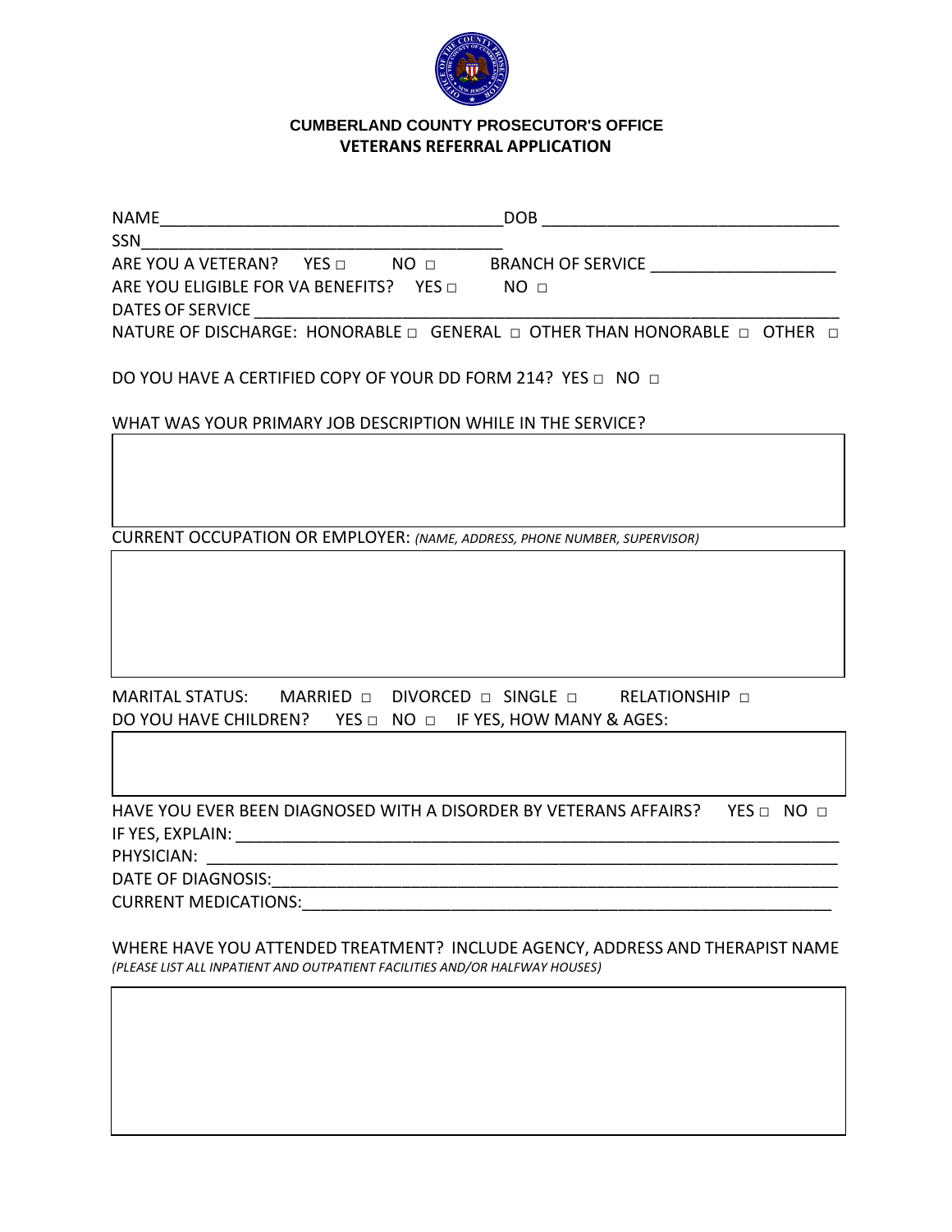**CUMBERLAND COUNTY PROSECUTOR'S OFFICE**
**VETERANS REFERRAL APPLICATION**

NAME_____________________________________DOB ________________________________

SSN_______________________________________

ARE YOU A VETERAN? YES □ NO □ BRANCH OF SERVICE ____________________

ARE YOU ELIGIBLE FOR VA BENEFITS? YES □ NO □

DATES OF SERVICE ________________________________________________________________

NATURE OF DISCHARGE: HONORABLE □ GENERAL □ OTHER THAN HONORABLE □ OTHER □

DO YOU HAVE A CERTIFIED COPY OF YOUR DD FORM 214? YES □ NO □

WHAT WAS YOUR PRIMARY JOB DESCRIPTION WHILE IN THE SERVICE?

| |
|---|
| |

CURRENT OCCUPATION OR EMPLOYER: *(NAME, ADDRESS, PHONE NUMBER, SUPERVISOR)*

| |
|---|
| |

MARITAL STATUS: MARRIED □ DIVORCED □ SINGLE □ RELATIONSHIP □

DO YOU HAVE CHILDREN? YES □ NO □ IF YES, HOW MANY & AGES:

| |
|---|
| |

HAVE YOU EVER BEEN DIAGNOSED WITH A DISORDER BY VETERANS AFFAIRS? YES □ NO □

IF YES, EXPLAIN: ____________________________________________________________________

PHYSICIAN: _________________________________________________________________________

DATE OF DIAGNOSIS:__________________________________________________________________

CURRENT MEDICATIONS:_______________________________________________________________

WHERE HAVE YOU ATTENDED TREATMENT? INCLUDE AGENCY, ADDRESS AND THERAPIST NAME
*(PLEASE LIST ALL INPATIENT AND OUTPATIENT FACILITIES AND/OR HALFWAY HOUSES)*

| |
|---|
| |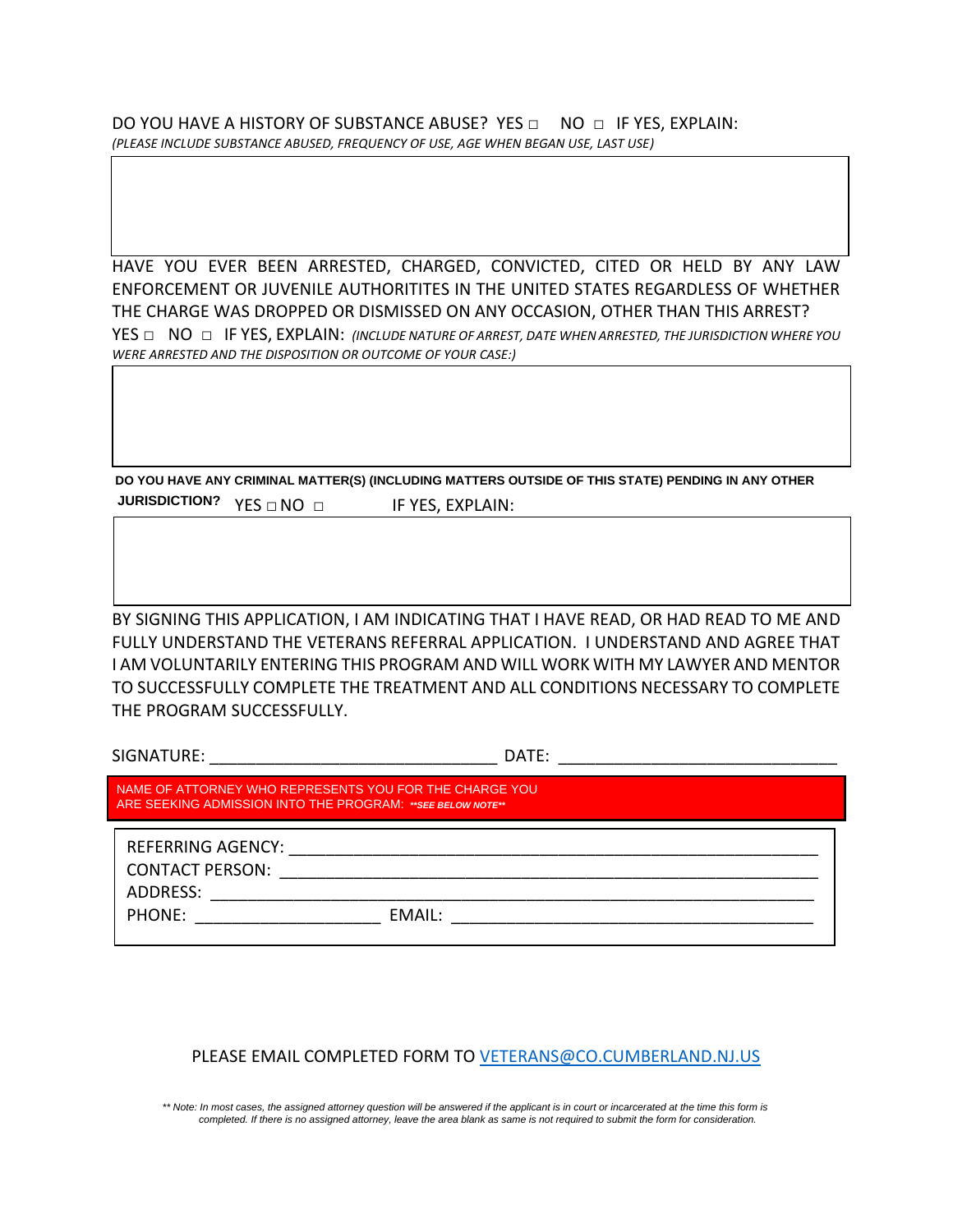DO YOU HAVE A HISTORY OF SUBSTANCE ABUSE? YES □ NO □ IF YES, EXPLAIN:
*(PLEASE INCLUDE SUBSTANCE ABUSED, FREQUENCY OF USE, AGE WHEN BEGAN USE, LAST USE)*

HAVE YOU EVER BEEN ARRESTED, CHARGED, CONVICTED, CITED OR HELD BY ANY LAW ENFORCEMENT OR JUVENILE AUTHORITITES IN THE UNITED STATES REGARDLESS OF WHETHER THE CHARGE WAS DROPPED OR DISMISSED ON ANY OCCASION, OTHER THAN THIS ARREST?
YES □ NO □ IF YES, EXPLAIN: *(INCLUDE NATURE OF ARREST, DATE WHEN ARRESTED, THE JURISDICTION WHERE YOU WERE ARRESTED AND THE DISPOSITION OR OUTCOME OF YOUR CASE:)*

**DO YOU HAVE ANY CRIMINAL MATTER(S) (INCLUDING MATTERS OUTSIDE OF THIS STATE) PENDING IN ANY OTHER JURISDICTION?** YES □ NO □ IF YES, EXPLAIN:

BY SIGNING THIS APPLICATION, I AM INDICATING THAT I HAVE READ, OR HAD READ TO ME AND FULLY UNDERSTAND THE VETERANS REFERRAL APPLICATION. I UNDERSTAND AND AGREE THAT I AM VOLUNTARILY ENTERING THIS PROGRAM AND WILL WORK WITH MY LAWYER AND MENTOR TO SUCCESSFULLY COMPLETE THE TREATMENT AND ALL CONDITIONS NECESSARY TO COMPLETE THE PROGRAM SUCCESSFULLY.

SIGNATURE: _______________________________ DATE: _____________________________

NAME OF ATTORNEY WHO REPRESENTS YOU FOR THE CHARGE YOU ARE SEEKING ADMISSION INTO THE PROGRAM: ***\*\*SEE BELOW NOTE\*\****

REFERRING AGENCY: ___________________________________________________________
CONTACT PERSON: ____________________________________________________________
ADDRESS: _________________________________________________________________
PHONE: ____________________ EMAIL: ______________________________________

PLEASE EMAIL COMPLETED FORM TO VETERANS@CO.CUMBERLAND.NJ.US

*\*\* Note: In most cases, the assigned attorney question will be answered if the applicant is in court or incarcerated at the time this form is completed. If there is no assigned attorney, leave the area blank as same is not required to submit the form for consideration.*